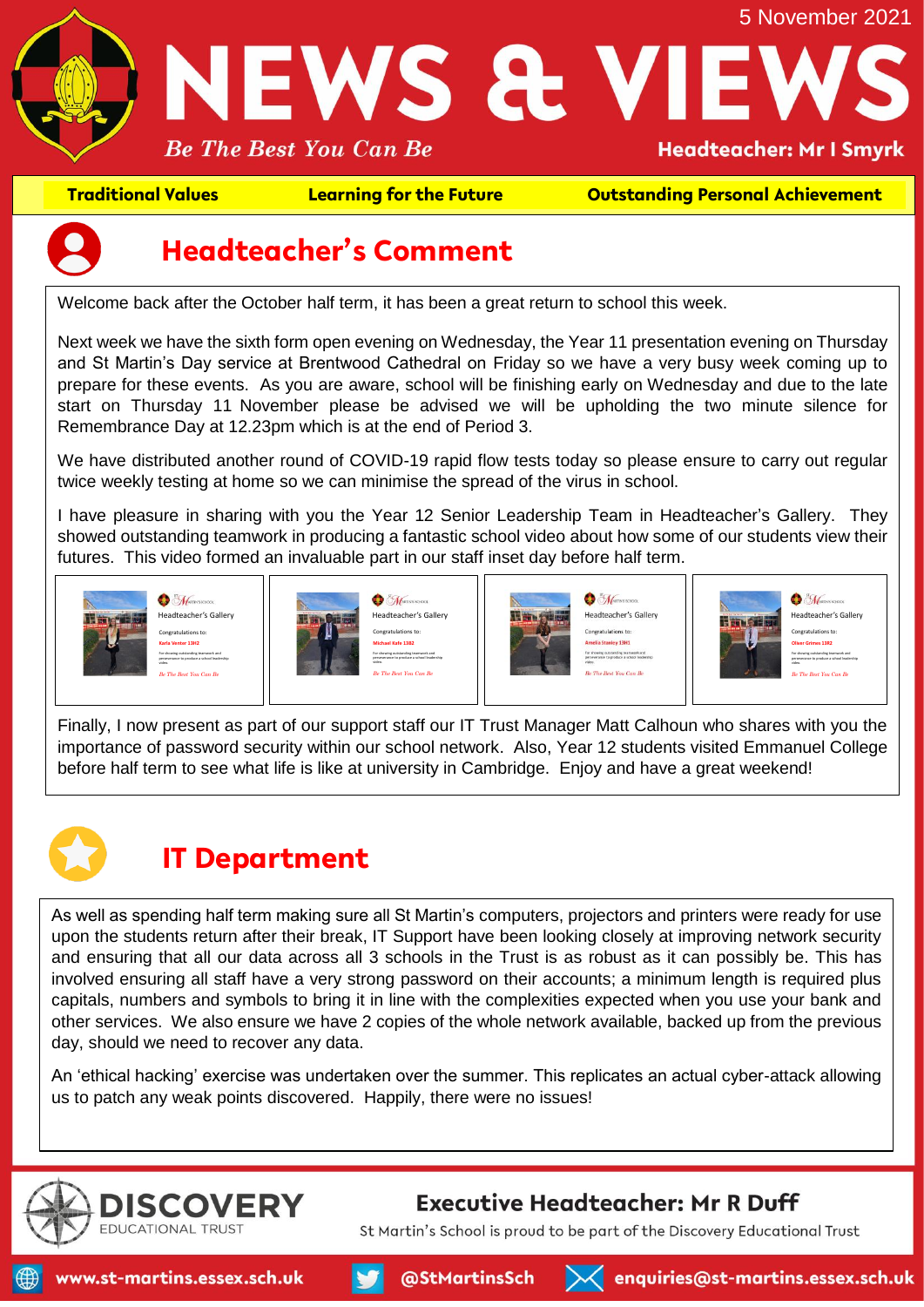5 November 2021

# NEWS & VIEWS

*Be The Best You Can Be*

**Headteacher: Mr I Smyrk**

**Traditional Values** | **Learning for the Future** | **Outstanding Personal Achievement**

## Headteacher's Comment

Welcome back after the October half term, it has been a great return to school this week.

Next week we have the sixth form open evening on Wednesday, the Year 11 presentation evening on Thursday and St Martin's Day service at Brentwood Cathedral on Friday so we have a very busy week coming up to prepare for these events. As you are aware, school will be finishing early on Wednesday and due to the late start on Thursday 11 November please be advised we will be upholding the two minute silence for Remembrance Day at 12.23pm which is at the end of Period 3.

We have distributed another round of COVID-19 rapid flow tests today so please ensure to carry out regular twice weekly testing at home so we can minimise the spread of the virus in school.

I have pleasure in sharing with you the Year 12 Senior Leadership Team in Headteacher's Gallery. They showed outstanding teamwork in producing a fantastic school video about how some of our students view their futures. This video formed an invaluable part in our staff inset day before half term.

Headteacher's Gallery — Congratulations to: Karla Venter 13H2

Headteacher's Gallery — Congratulations to: Michael Kafe 13B2

Headteacher's Gallery — Congratulations to: Amelia Stanley 13H1

Headteacher's Gallery — Congratulations to: Oliver Grimes 13B2

Finally, I now present as part of our support staff our IT Trust Manager Matt Calhoun who shares with you the importance of password security within our school network. Also, Year 12 students visited Emmanuel College before half term to see what life is like at university in Cambridge. Enjoy and have a great weekend!

## IT Department

As well as spending half term making sure all St Martin's computers, projectors and printers were ready for use upon the students return after their break, IT Support have been looking closely at improving network security and ensuring that all our data across all 3 schools in the Trust is as robust as it can possibly be. This has involved ensuring all staff have a very strong password on their accounts; a minimum length is required plus capitals, numbers and symbols to bring it in line with the complexities expected when you use your bank and other services. We also ensure we have 2 copies of the whole network available, backed up from the previous day, should we need to recover any data.

An 'ethical hacking' exercise was undertaken over the summer. This replicates an actual cyber-attack allowing us to patch any weak points discovered. Happily, there were no issues!

**DISCOVERY** EDUCATIONAL TRUST

**Executive Headteacher: Mr R Duff**

St Martin's School is proud to be part of the Discovery Educational Trust

www.st-martins.essex.sch.uk | @StMartinsSch | enquiries@st-martins.essex.sch.uk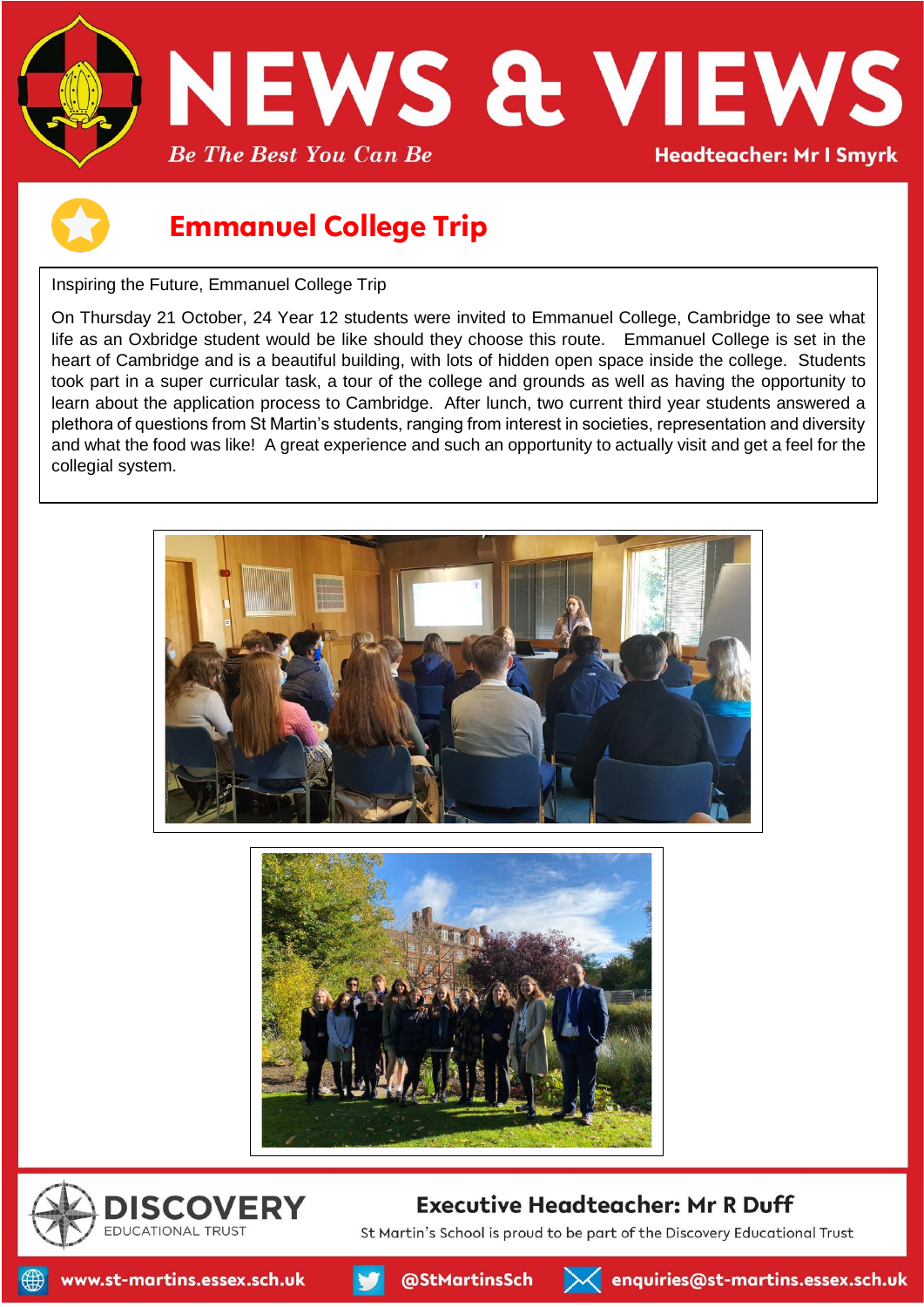# NEWS & VIEWS

*Be The Best You Can Be*

Headteacher: Mr I Smyrk

## Emmanuel College Trip

Inspiring the Future, Emmanuel College Trip

On Thursday 21 October, 24 Year 12 students were invited to Emmanuel College, Cambridge to see what life as an Oxbridge student would be like should they choose this route. Emmanuel College is set in the heart of Cambridge and is a beautiful building, with lots of hidden open space inside the college. Students took part in a super curricular task, a tour of the college and grounds as well as having the opportunity to learn about the application process to Cambridge. After lunch, two current third year students answered a plethora of questions from St Martin's students, ranging from interest in societies, representation and diversity and what the food was like! A great experience and such an opportunity to actually visit and get a feel for the collegial system.

DISCOVERY EDUCATIONAL TRUST

**Executive Headteacher: Mr R Duff**

St Martin's School is proud to be part of the Discovery Educational Trust

www.st-martins.essex.sch.uk | @StMartinsSch | enquiries@st-martins.essex.sch.uk